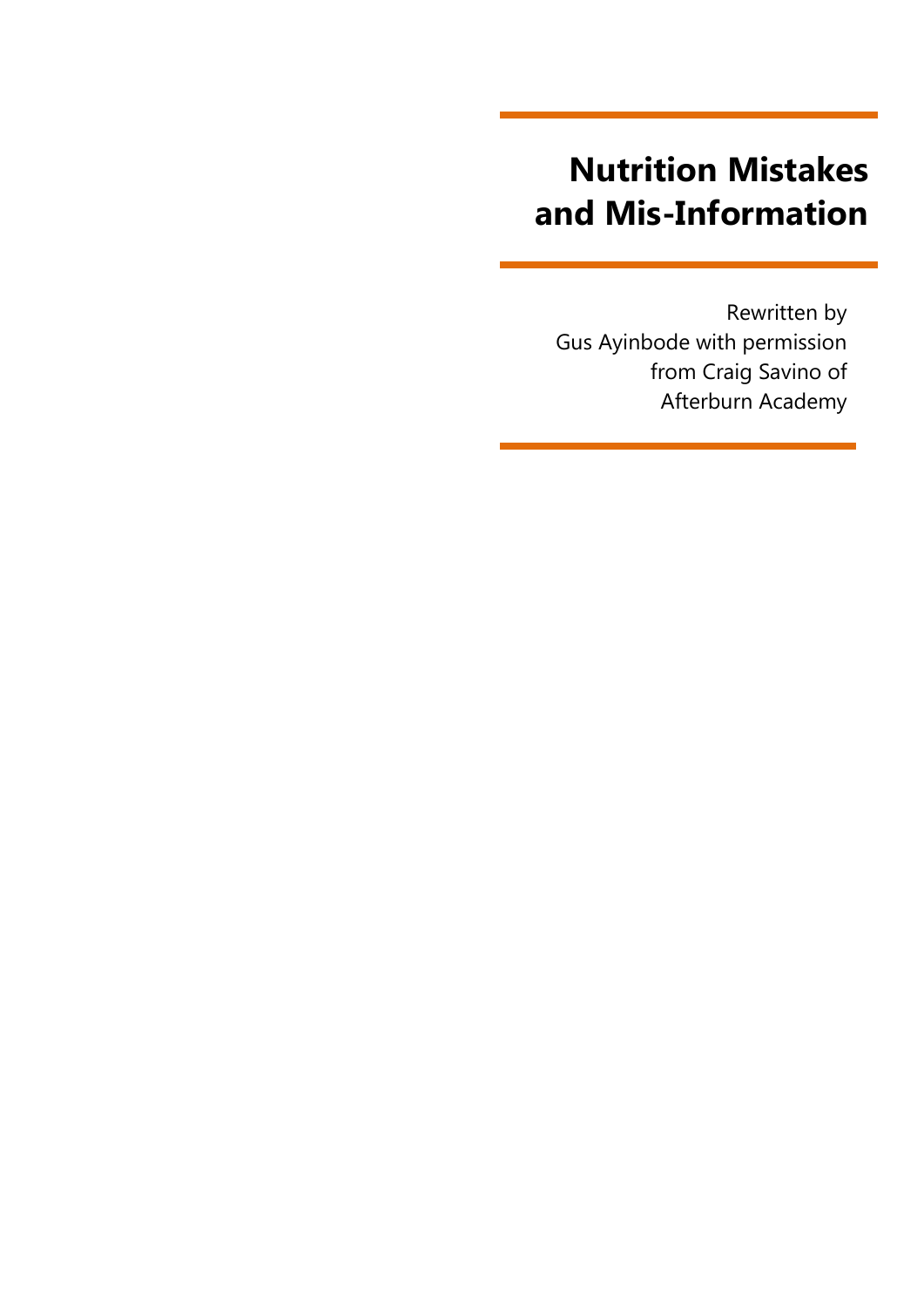# Nutrition Mistakes and Mis-Information

Rewritten by
Gus Ayinbode with permission
from Craig Savino of
Afterburn Academy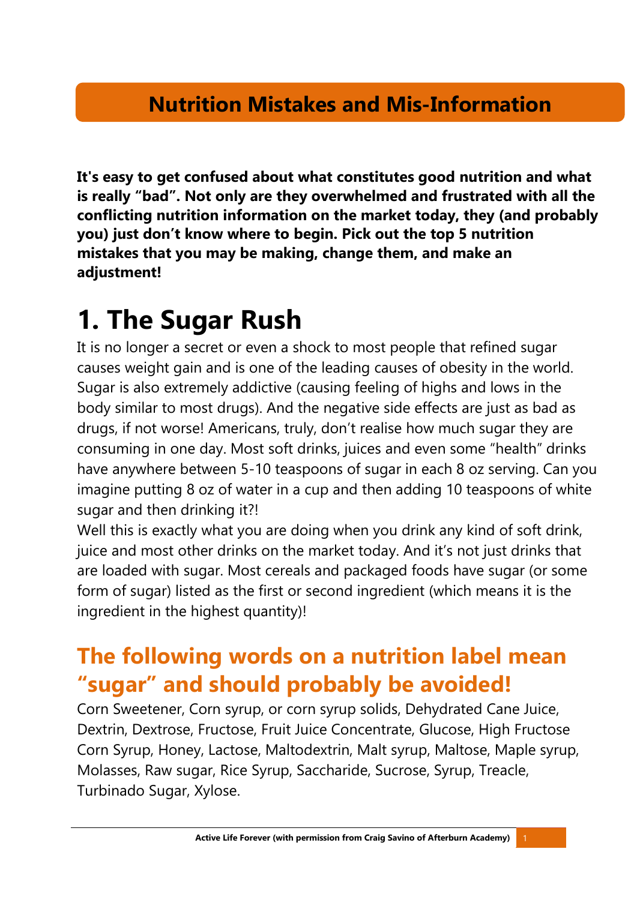## Nutrition Mistakes and Mis-Information

**It's easy to get confused about what constitutes good nutrition and what is really "bad". Not only are they overwhelmed and frustrated with all the conflicting nutrition information on the market today, they (and probably you) just don't know where to begin. Pick out the top 5 nutrition mistakes that you may be making, change them, and make an adjustment!**

# 1. The Sugar Rush

It is no longer a secret or even a shock to most people that refined sugar causes weight gain and is one of the leading causes of obesity in the world. Sugar is also extremely addictive (causing feeling of highs and lows in the body similar to most drugs). And the negative side effects are just as bad as drugs, if not worse! Americans, truly, don't realise how much sugar they are consuming in one day. Most soft drinks, juices and even some "health" drinks have anywhere between 5-10 teaspoons of sugar in each 8 oz serving. Can you imagine putting 8 oz of water in a cup and then adding 10 teaspoons of white sugar and then drinking it?!

Well this is exactly what you are doing when you drink any kind of soft drink, juice and most other drinks on the market today. And it's not just drinks that are loaded with sugar. Most cereals and packaged foods have sugar (or some form of sugar) listed as the first or second ingredient (which means it is the ingredient in the highest quantity)!

## The following words on a nutrition label mean "sugar" and should probably be avoided!

Corn Sweetener, Corn syrup, or corn syrup solids, Dehydrated Cane Juice, Dextrin, Dextrose, Fructose, Fruit Juice Concentrate, Glucose, High Fructose Corn Syrup, Honey, Lactose, Maltodextrin, Malt syrup, Maltose, Maple syrup, Molasses, Raw sugar, Rice Syrup, Saccharide, Sucrose, Syrup, Treacle, Turbinado Sugar, Xylose.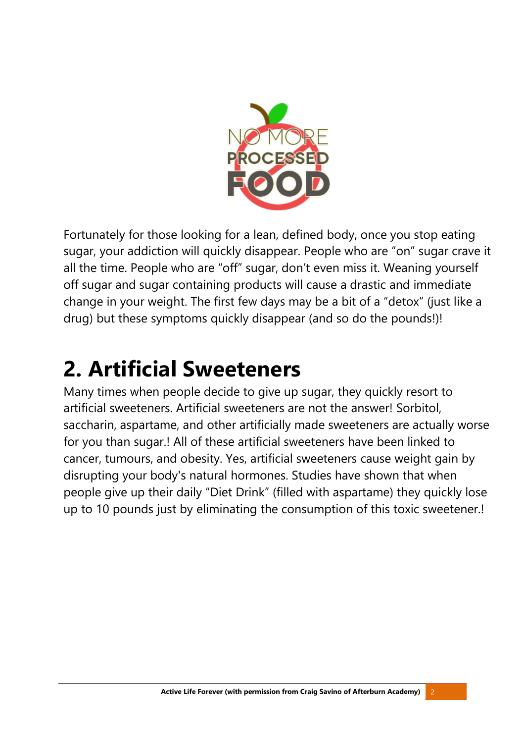Fortunately for those looking for a lean, defined body, once you stop eating sugar, your addiction will quickly disappear. People who are "on" sugar crave it all the time. People who are "off" sugar, don't even miss it. Weaning yourself off sugar and sugar containing products will cause a drastic and immediate change in your weight. The first few days may be a bit of a "detox" (just like a drug) but these symptoms quickly disappear (and so do the pounds!)!

# 2. Artificial Sweeteners

Many times when people decide to give up sugar, they quickly resort to artificial sweeteners. Artificial sweeteners are not the answer! Sorbitol, saccharin, aspartame, and other artificially made sweeteners are actually worse for you than sugar.! All of these artificial sweeteners have been linked to cancer, tumours, and obesity. Yes, artificial sweeteners cause weight gain by disrupting your body's natural hormones. Studies have shown that when people give up their daily "Diet Drink" (filled with aspartame) they quickly lose up to 10 pounds just by eliminating the consumption of this toxic sweetener.!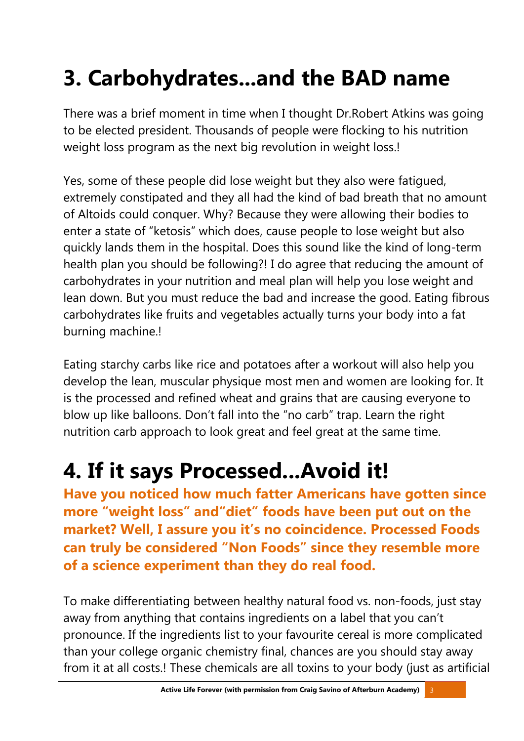# 3. Carbohydrates...and the BAD name

There was a brief moment in time when I thought Dr.Robert Atkins was going to be elected president. Thousands of people were flocking to his nutrition weight loss program as the next big revolution in weight loss.!

Yes, some of these people did lose weight but they also were fatigued, extremely constipated and they all had the kind of bad breath that no amount of Altoids could conquer. Why? Because they were allowing their bodies to enter a state of "ketosis" which does, cause people to lose weight but also quickly lands them in the hospital. Does this sound like the kind of long-term health plan you should be following?! I do agree that reducing the amount of carbohydrates in your nutrition and meal plan will help you lose weight and lean down. But you must reduce the bad and increase the good. Eating fibrous carbohydrates like fruits and vegetables actually turns your body into a fat burning machine.!

Eating starchy carbs like rice and potatoes after a workout will also help you develop the lean, muscular physique most men and women are looking for. It is the processed and refined wheat and grains that are causing everyone to blow up like balloons. Don't fall into the "no carb" trap. Learn the right nutrition carb approach to look great and feel great at the same time.

# 4. If it says Processed...Avoid it!

**Have you noticed how much fatter Americans have gotten since more "weight loss" and"diet" foods have been put out on the market? Well, I assure you it's no coincidence. Processed Foods can truly be considered "Non Foods" since they resemble more of a science experiment than they do real food.**

To make differentiating between healthy natural food vs. non-foods, just stay away from anything that contains ingredients on a label that you can't pronounce. If the ingredients list to your favourite cereal is more complicated than your college organic chemistry final, chances are you should stay away from it at all costs.! These chemicals are all toxins to your body (just as artificial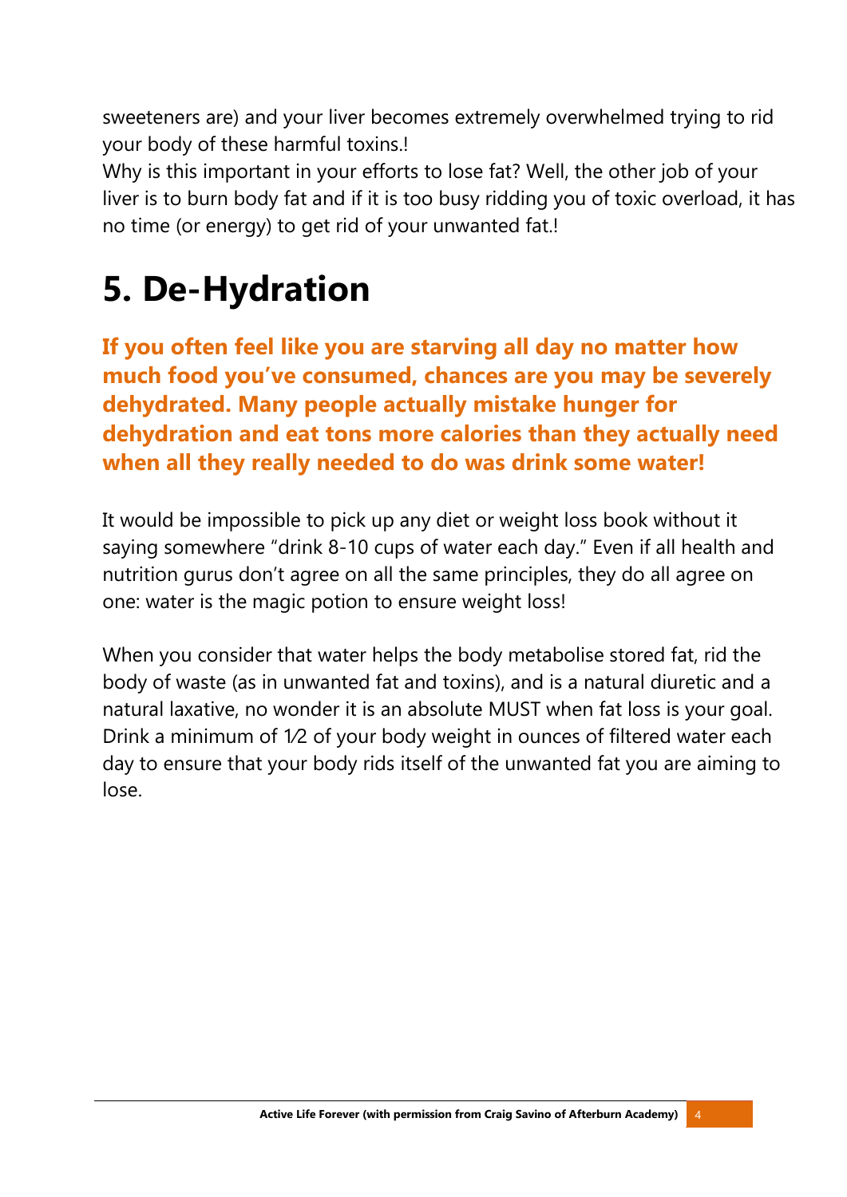sweeteners are) and your liver becomes extremely overwhelmed trying to rid your body of these harmful toxins.!

Why is this important in your efforts to lose fat? Well, the other job of your liver is to burn body fat and if it is too busy ridding you of toxic overload, it has no time (or energy) to get rid of your unwanted fat.!

# 5. De-Hydration

**If you often feel like you are starving all day no matter how much food you've consumed, chances are you may be severely dehydrated. Many people actually mistake hunger for dehydration and eat tons more calories than they actually need when all they really needed to do was drink some water!**

It would be impossible to pick up any diet or weight loss book without it saying somewhere "drink 8-10 cups of water each day." Even if all health and nutrition gurus don't agree on all the same principles, they do all agree on one: water is the magic potion to ensure weight loss!

When you consider that water helps the body metabolise stored fat, rid the body of waste (as in unwanted fat and toxins), and is a natural diuretic and a natural laxative, no wonder it is an absolute MUST when fat loss is your goal. Drink a minimum of 1⁄2 of your body weight in ounces of filtered water each day to ensure that your body rids itself of the unwanted fat you are aiming to lose.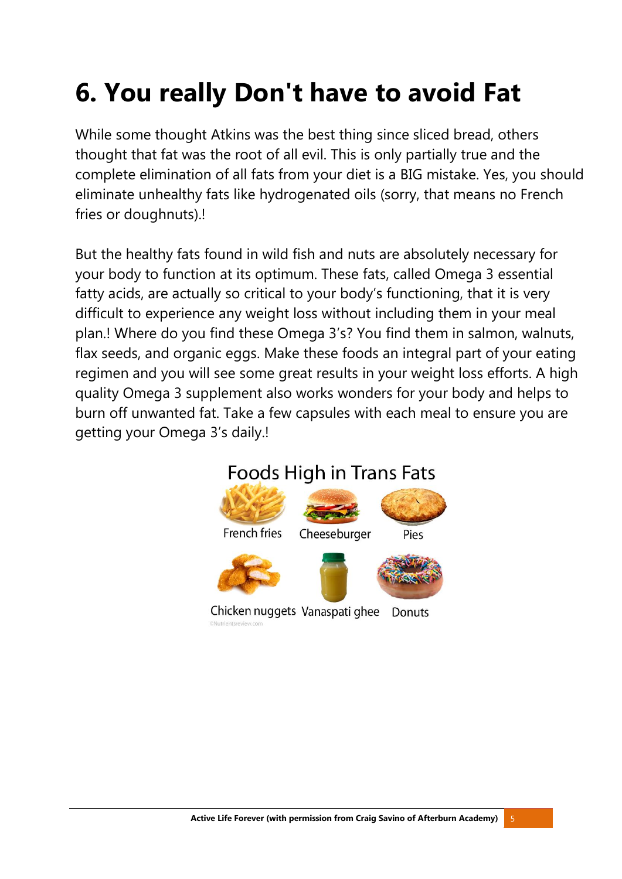# 6. You really Don't have to avoid Fat

While some thought Atkins was the best thing since sliced bread, others thought that fat was the root of all evil. This is only partially true and the complete elimination of all fats from your diet is a BIG mistake. Yes, you should eliminate unhealthy fats like hydrogenated oils (sorry, that means no French fries or doughnuts).!

But the healthy fats found in wild fish and nuts are absolutely necessary for your body to function at its optimum. These fats, called Omega 3 essential fatty acids, are actually so critical to your body's functioning, that it is very difficult to experience any weight loss without including them in your meal plan.! Where do you find these Omega 3's? You find them in salmon, walnuts, flax seeds, and organic eggs. Make these foods an integral part of your eating regimen and you will see some great results in your weight loss efforts. A high quality Omega 3 supplement also works wonders for your body and helps to burn off unwanted fat. Take a few capsules with each meal to ensure you are getting your Omega 3's daily.!

Foods High in Trans Fats

French fries
Cheeseburger
Pies
Chicken nuggets
Vanaspati ghee
Donuts

©Nutrientsreview.com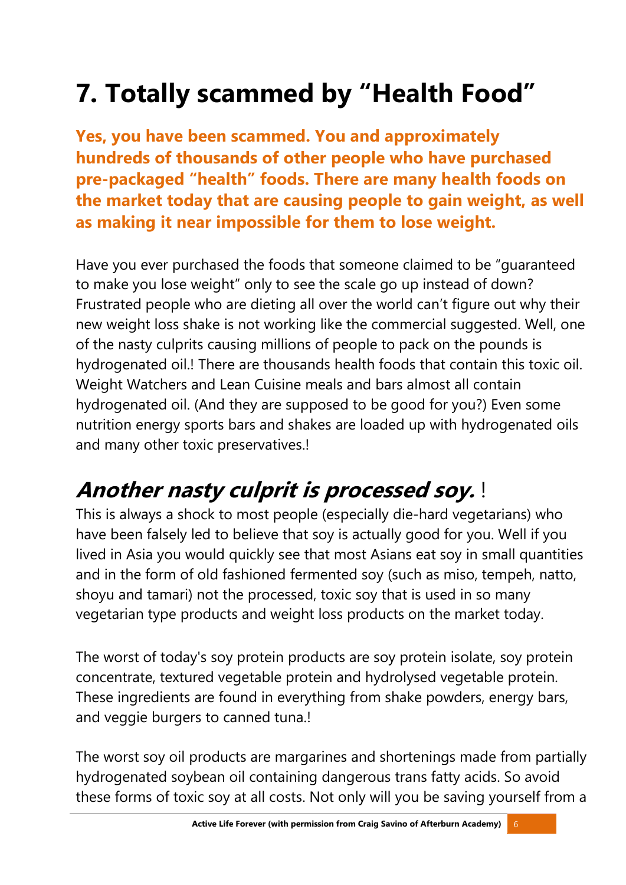# 7. Totally scammed by "Health Food"

**Yes, you have been scammed. You and approximately hundreds of thousands of other people who have purchased pre-packaged "health" foods. There are many health foods on the market today that are causing people to gain weight, as well as making it near impossible for them to lose weight.**

Have you ever purchased the foods that someone claimed to be "guaranteed to make you lose weight" only to see the scale go up instead of down? Frustrated people who are dieting all over the world can't figure out why their new weight loss shake is not working like the commercial suggested. Well, one of the nasty culprits causing millions of people to pack on the pounds is hydrogenated oil.! There are thousands health foods that contain this toxic oil. Weight Watchers and Lean Cuisine meals and bars almost all contain hydrogenated oil. (And they are supposed to be good for you?) Even some nutrition energy sports bars and shakes are loaded up with hydrogenated oils and many other toxic preservatives.!

## *Another nasty culprit is processed soy.* !

This is always a shock to most people (especially die-hard vegetarians) who have been falsely led to believe that soy is actually good for you. Well if you lived in Asia you would quickly see that most Asians eat soy in small quantities and in the form of old fashioned fermented soy (such as miso, tempeh, natto, shoyu and tamari) not the processed, toxic soy that is used in so many vegetarian type products and weight loss products on the market today.

The worst of today's soy protein products are soy protein isolate, soy protein concentrate, textured vegetable protein and hydrolysed vegetable protein. These ingredients are found in everything from shake powders, energy bars, and veggie burgers to canned tuna.!

The worst soy oil products are margarines and shortenings made from partially hydrogenated soybean oil containing dangerous trans fatty acids. So avoid these forms of toxic soy at all costs. Not only will you be saving yourself from a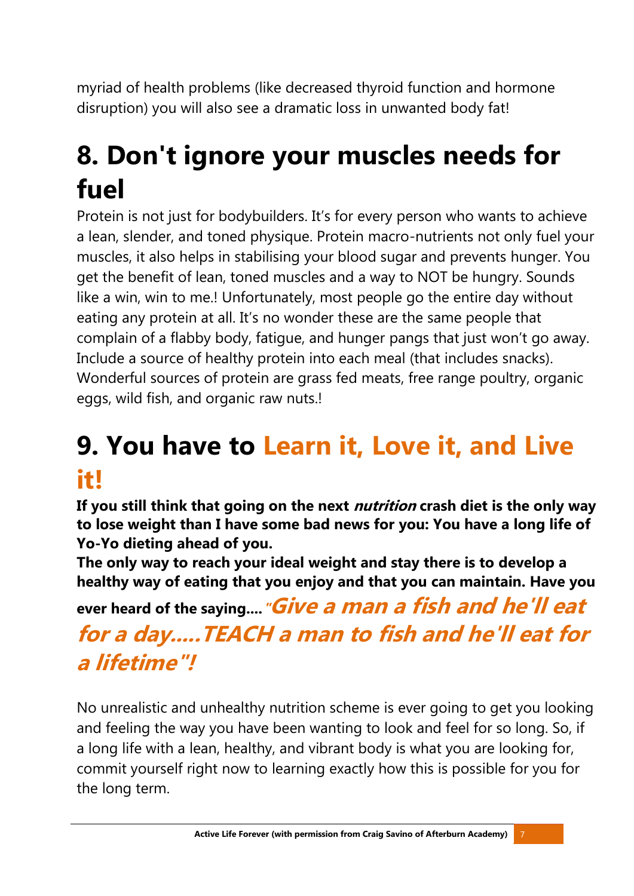myriad of health problems (like decreased thyroid function and hormone disruption) you will also see a dramatic loss in unwanted body fat!

# 8. Don't ignore your muscles needs for fuel

Protein is not just for bodybuilders. It's for every person who wants to achieve a lean, slender, and toned physique. Protein macro-nutrients not only fuel your muscles, it also helps in stabilising your blood sugar and prevents hunger. You get the benefit of lean, toned muscles and a way to NOT be hungry. Sounds like a win, win to me.! Unfortunately, most people go the entire day without eating any protein at all. It's no wonder these are the same people that complain of a flabby body, fatigue, and hunger pangs that just won't go away. Include a source of healthy protein into each meal (that includes snacks). Wonderful sources of protein are grass fed meats, free range poultry, organic eggs, wild fish, and organic raw nuts.!

# 9. You have to Learn it, Love it, and Live it!

**If you still think that going on the next *nutrition* crash diet is the only way to lose weight than I have some bad news for you: You have a long life of Yo-Yo dieting ahead of you.**

**The only way to reach your ideal weight and stay there is to develop a healthy way of eating that you enjoy and that you can maintain. Have you ever heard of the saying.... "*Give a man a fish and he'll eat for a day.....TEACH a man to fish and he'll eat for a lifetime"!***

No unrealistic and unhealthy nutrition scheme is ever going to get you looking and feeling the way you have been wanting to look and feel for so long. So, if a long life with a lean, healthy, and vibrant body is what you are looking for, commit yourself right now to learning exactly how this is possible for you for the long term.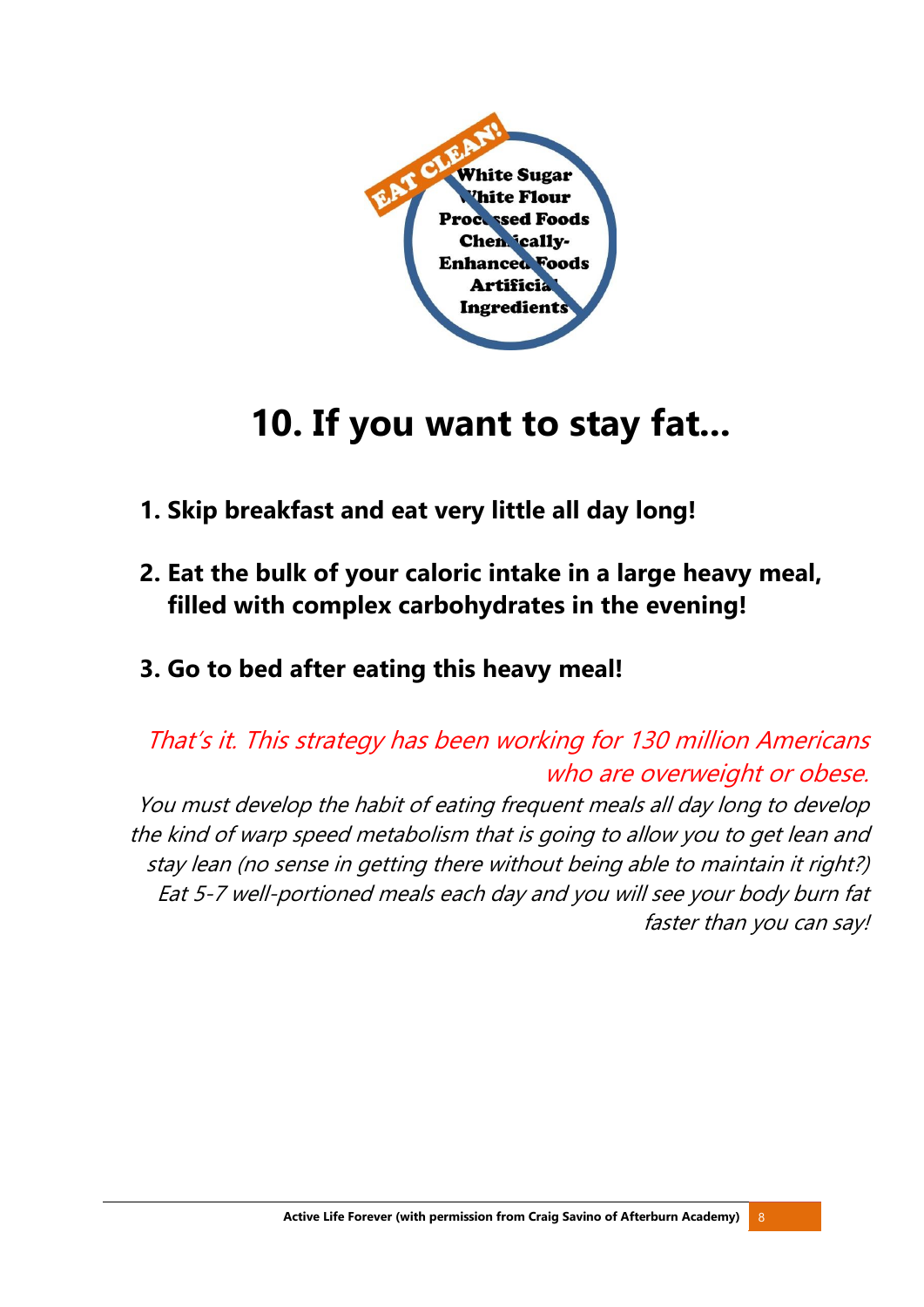EAT CLEAN!

White Sugar
White Flour
Processed Foods
Chemically-Enhanced Foods
Artificial Ingredients

# 10. If you want to stay fat...

1. **Skip breakfast and eat very little all day long!**
2. **Eat the bulk of your caloric intake in a large heavy meal, filled with complex carbohydrates in the evening!**
3. **Go to bed after eating this heavy meal!**

*That's it. This strategy has been working for 130 million Americans who are overweight or obese.*

*You must develop the habit of eating frequent meals all day long to develop the kind of warp speed metabolism that is going to allow you to get lean and stay lean (no sense in getting there without being able to maintain it right?) Eat 5-7 well-portioned meals each day and you will see your body burn fat faster than you can say!*

**Active Life Forever (with permission from Craig Savino of Afterburn Academy)**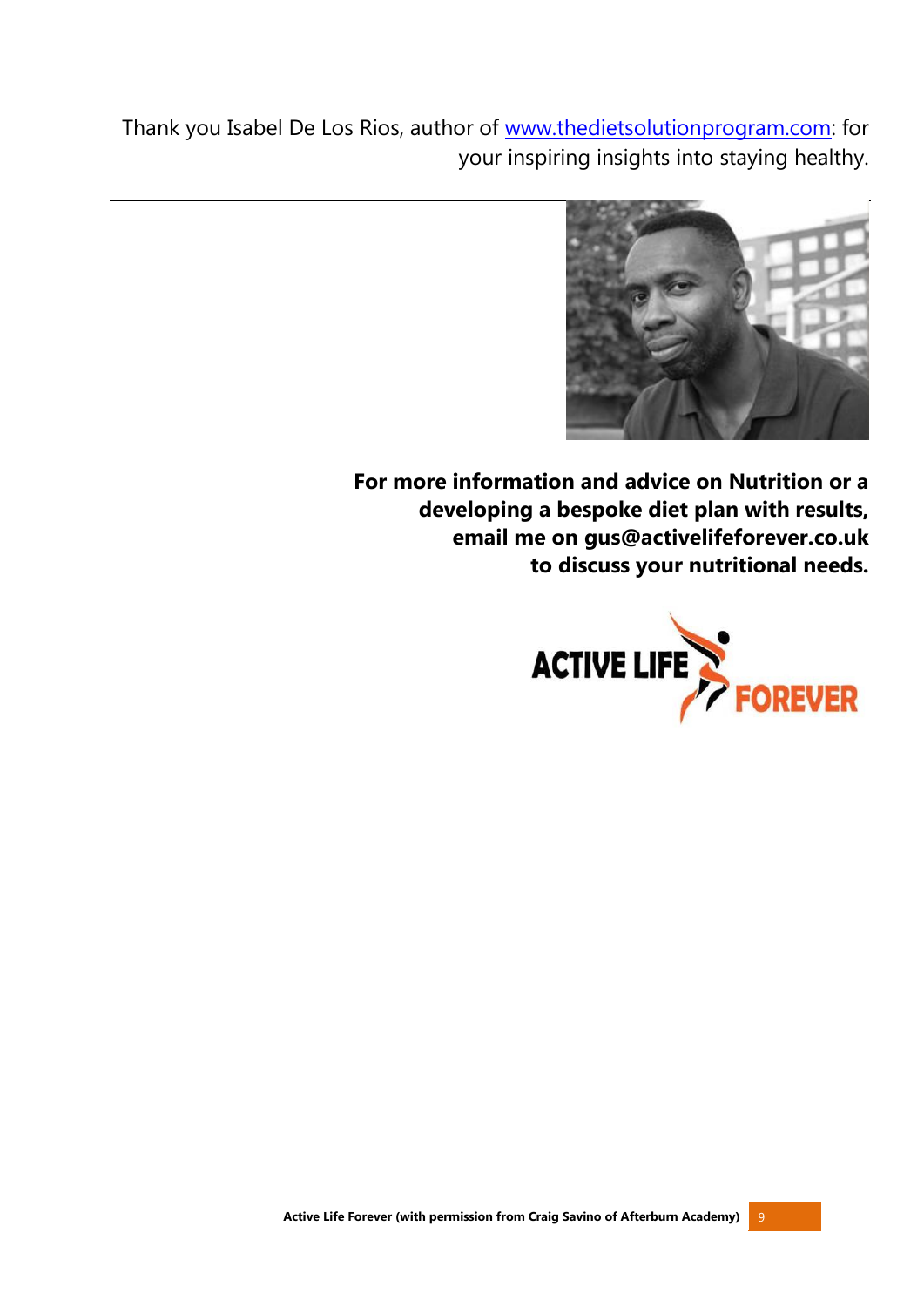Thank you Isabel De Los Rios, author of www.thedietsolutionprogram.com: for your inspiring insights into staying healthy.

---

**For more information and advice on Nutrition or a developing a bespoke diet plan with results, email me on gus@activelifeforever.co.uk to discuss your nutritional needs.**

ACTIVE LIFE FOREVER